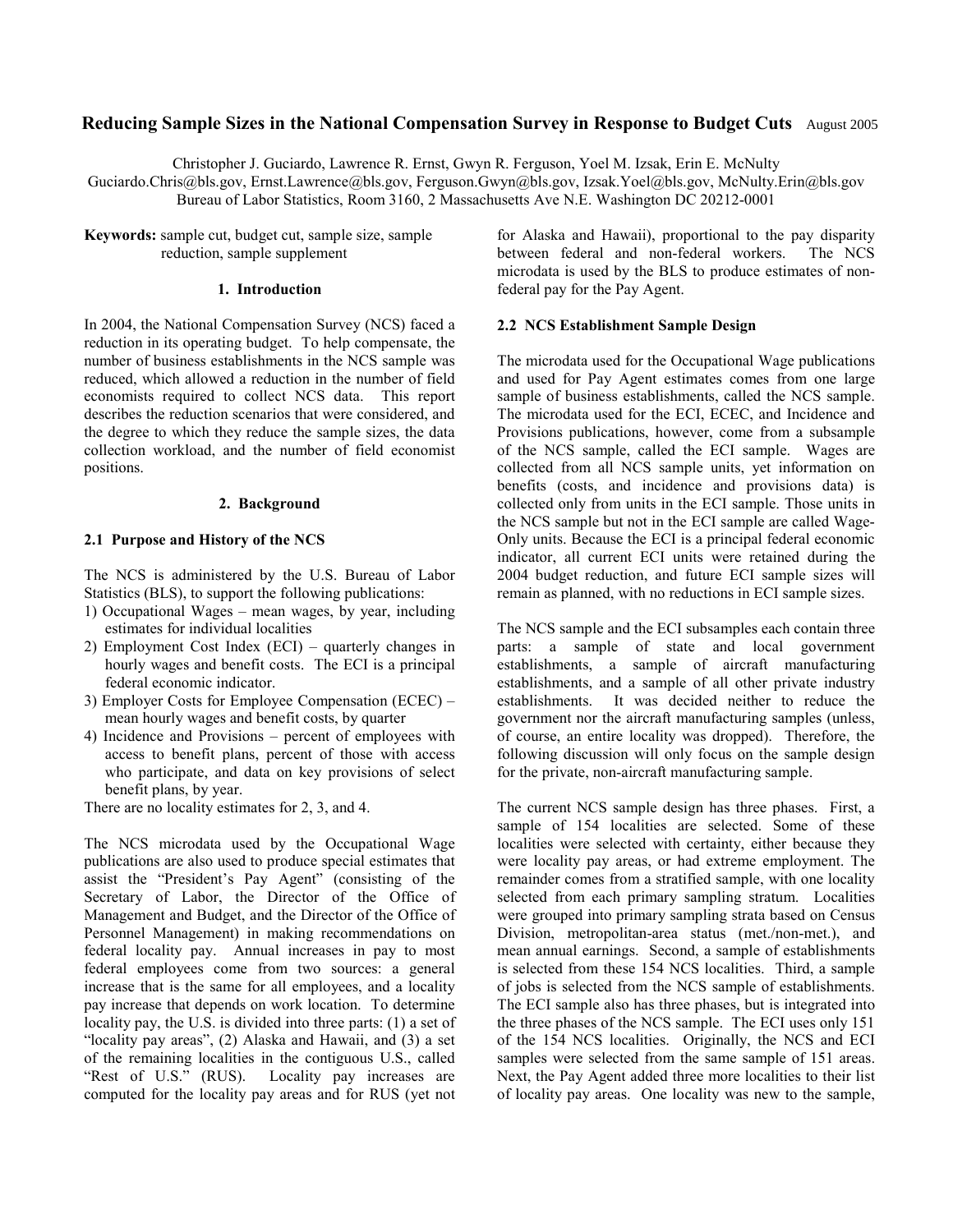# Reducing Sample Sizes in the National Compensation Survey in Response to Budget Cuts

August 2005

Christopher J. Guciardo, Lawrence R. Ernst, Gwyn R. Ferguson, Yoel M. Izsak, Erin E. McNulty
Guciardo.Chris@bls.gov, Ernst.Lawrence@bls.gov, Ferguson.Gwyn@bls.gov, Izsak.Yoel@bls.gov, McNulty.Erin@bls.gov
Bureau of Labor Statistics, Room 3160, 2 Massachusetts Ave N.E. Washington DC 20212-0001

**Keywords:** sample cut, budget cut, sample size, sample reduction, sample supplement

## 1. Introduction

In 2004, the National Compensation Survey (NCS) faced a reduction in its operating budget. To help compensate, the number of business establishments in the NCS sample was reduced, which allowed a reduction in the number of field economists required to collect NCS data. This report describes the reduction scenarios that were considered, and the degree to which they reduce the sample sizes, the data collection workload, and the number of field economist positions.

## 2. Background

### 2.1 Purpose and History of the NCS

The NCS is administered by the U.S. Bureau of Labor Statistics (BLS), to support the following publications:

1) Occupational Wages – mean wages, by year, including estimates for individual localities
2) Employment Cost Index (ECI) – quarterly changes in hourly wages and benefit costs. The ECI is a principal federal economic indicator.
3) Employer Costs for Employee Compensation (ECEC) – mean hourly wages and benefit costs, by quarter
4) Incidence and Provisions – percent of employees with access to benefit plans, percent of those with access who participate, and data on key provisions of select benefit plans, by year.

There are no locality estimates for 2, 3, and 4.

The NCS microdata used by the Occupational Wage publications are also used to produce special estimates that assist the "President's Pay Agent" (consisting of the Secretary of Labor, the Director of the Office of Management and Budget, and the Director of the Office of Personnel Management) in making recommendations on federal locality pay. Annual increases in pay to most federal employees come from two sources: a general increase that is the same for all employees, and a locality pay increase that depends on work location. To determine locality pay, the U.S. is divided into three parts: (1) a set of "locality pay areas", (2) Alaska and Hawaii, and (3) a set of the remaining localities in the contiguous U.S., called "Rest of U.S." (RUS). Locality pay increases are computed for the locality pay areas and for RUS (yet not for Alaska and Hawaii), proportional to the pay disparity between federal and non-federal workers. The NCS microdata is used by the BLS to produce estimates of non-federal pay for the Pay Agent.

### 2.2 NCS Establishment Sample Design

The microdata used for the Occupational Wage publications and used for Pay Agent estimates comes from one large sample of business establishments, called the NCS sample. The microdata used for the ECI, ECEC, and Incidence and Provisions publications, however, come from a subsample of the NCS sample, called the ECI sample. Wages are collected from all NCS sample units, yet information on benefits (costs, and incidence and provisions data) is collected only from units in the ECI sample. Those units in the NCS sample but not in the ECI sample are called Wage-Only units. Because the ECI is a principal federal economic indicator, all current ECI units were retained during the 2004 budget reduction, and future ECI sample sizes will remain as planned, with no reductions in ECI sample sizes.

The NCS sample and the ECI subsamples each contain three parts: a sample of state and local government establishments, a sample of aircraft manufacturing establishments, and a sample of all other private industry establishments. It was decided neither to reduce the government nor the aircraft manufacturing samples (unless, of course, an entire locality was dropped). Therefore, the following discussion will only focus on the sample design for the private, non-aircraft manufacturing sample.

The current NCS sample design has three phases. First, a sample of 154 localities are selected. Some of these localities were selected with certainty, either because they were locality pay areas, or had extreme employment. The remainder comes from a stratified sample, with one locality selected from each primary sampling stratum. Localities were grouped into primary sampling strata based on Census Division, metropolitan-area status (met./non-met.), and mean annual earnings. Second, a sample of establishments is selected from these 154 NCS localities. Third, a sample of jobs is selected from the NCS sample of establishments. The ECI sample also has three phases, but is integrated into the three phases of the NCS sample. The ECI uses only 151 of the 154 NCS localities. Originally, the NCS and ECI samples were selected from the same sample of 151 areas. Next, the Pay Agent added three more localities to their list of locality pay areas. One locality was new to the sample,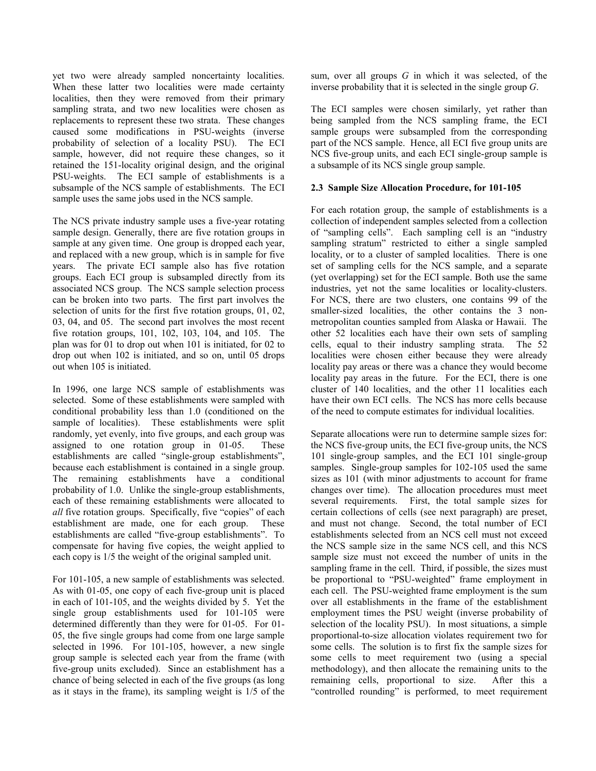yet two were already sampled noncertainty localities. When these latter two localities were made certainty localities, then they were removed from their primary sampling strata, and two new localities were chosen as replacements to represent these two strata. These changes caused some modifications in PSU-weights (inverse probability of selection of a locality PSU). The ECI sample, however, did not require these changes, so it retained the 151-locality original design, and the original PSU-weights. The ECI sample of establishments is a subsample of the NCS sample of establishments. The ECI sample uses the same jobs used in the NCS sample.

The NCS private industry sample uses a five-year rotating sample design. Generally, there are five rotation groups in sample at any given time. One group is dropped each year, and replaced with a new group, which is in sample for five years. The private ECI sample also has five rotation groups. Each ECI group is subsampled directly from its associated NCS group. The NCS sample selection process can be broken into two parts. The first part involves the selection of units for the first five rotation groups, 01, 02, 03, 04, and 05. The second part involves the most recent five rotation groups, 101, 102, 103, 104, and 105. The plan was for 01 to drop out when 101 is initiated, for 02 to drop out when 102 is initiated, and so on, until 05 drops out when 105 is initiated.

In 1996, one large NCS sample of establishments was selected. Some of these establishments were sampled with conditional probability less than 1.0 (conditioned on the sample of localities). These establishments were split randomly, yet evenly, into five groups, and each group was assigned to one rotation group in 01-05. These establishments are called "single-group establishments", because each establishment is contained in a single group. The remaining establishments have a conditional probability of 1.0. Unlike the single-group establishments, each of these remaining establishments were allocated to *all* five rotation groups. Specifically, five "copies" of each establishment are made, one for each group. These establishments are called "five-group establishments". To compensate for having five copies, the weight applied to each copy is 1/5 the weight of the original sampled unit.

For 101-105, a new sample of establishments was selected. As with 01-05, one copy of each five-group unit is placed in each of 101-105, and the weights divided by 5. Yet the single group establishments used for 101-105 were determined differently than they were for 01-05. For 01-05, the five single groups had come from one large sample selected in 1996. For 101-105, however, a new single group sample is selected each year from the frame (with five-group units excluded). Since an establishment has a chance of being selected in each of the five groups (as long as it stays in the frame), its sampling weight is 1/5 of the sum, over all groups $G$ in which it was selected, of the inverse probability that it is selected in the single group $G$.

The ECI samples were chosen similarly, yet rather than being sampled from the NCS sampling frame, the ECI sample groups were subsampled from the corresponding part of the NCS sample. Hence, all ECI five group units are NCS five-group units, and each ECI single-group sample is a subsample of its NCS single group sample.

### 2.3 Sample Size Allocation Procedure, for 101-105

For each rotation group, the sample of establishments is a collection of independent samples selected from a collection of "sampling cells". Each sampling cell is an "industry sampling stratum" restricted to either a single sampled locality, or to a cluster of sampled localities. There is one set of sampling cells for the NCS sample, and a separate (yet overlapping) set for the ECI sample. Both use the same industries, yet not the same localities or locality-clusters. For NCS, there are two clusters, one contains 99 of the smaller-sized localities, the other contains the 3 non-metropolitan counties sampled from Alaska or Hawaii. The other 52 localities each have their own sets of sampling cells, equal to their industry sampling strata. The 52 localities were chosen either because they were already locality pay areas or there was a chance they would become locality pay areas in the future. For the ECI, there is one cluster of 140 localities, and the other 11 localities each have their own ECI cells. The NCS has more cells because of the need to compute estimates for individual localities.

Separate allocations were run to determine sample sizes for: the NCS five-group units, the ECI five-group units, the NCS 101 single-group samples, and the ECI 101 single-group samples. Single-group samples for 102-105 used the same sizes as 101 (with minor adjustments to account for frame changes over time). The allocation procedures must meet several requirements. First, the total sample sizes for certain collections of cells (see next paragraph) are preset, and must not change. Second, the total number of ECI establishments selected from an NCS cell must not exceed the NCS sample size in the same NCS cell, and this NCS sample size must not exceed the number of units in the sampling frame in the cell. Third, if possible, the sizes must be proportional to "PSU-weighted" frame employment in each cell. The PSU-weighted frame employment is the sum over all establishments in the frame of the establishment employment times the PSU weight (inverse probability of selection of the locality PSU). In most situations, a simple proportional-to-size allocation violates requirement two for some cells. The solution is to first fix the sample sizes for some cells to meet requirement two (using a special methodology), and then allocate the remaining units to the remaining cells, proportional to size. After this a "controlled rounding" is performed, to meet requirement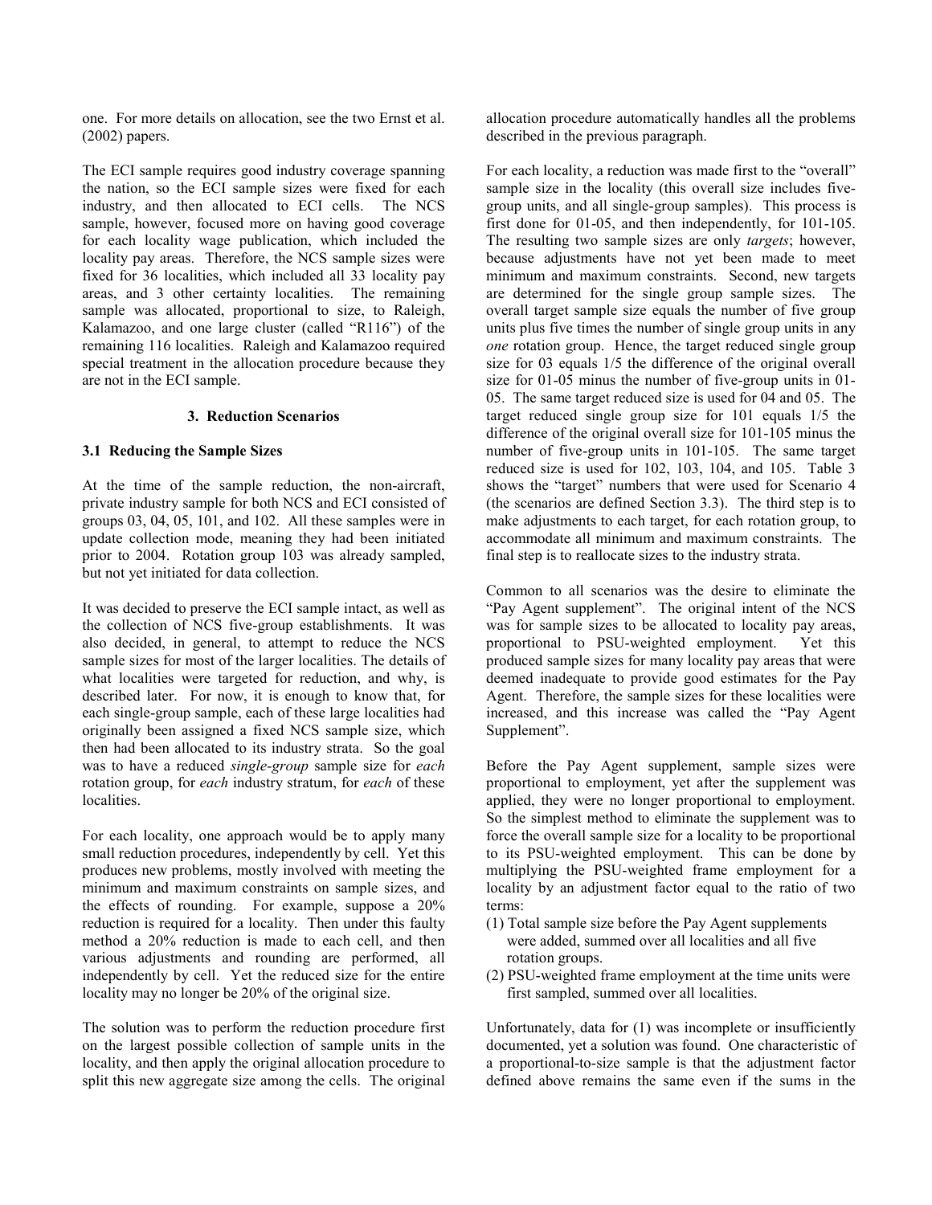one. For more details on allocation, see the two Ernst et al. (2002) papers.

The ECI sample requires good industry coverage spanning the nation, so the ECI sample sizes were fixed for each industry, and then allocated to ECI cells. The NCS sample, however, focused more on having good coverage for each locality wage publication, which included the locality pay areas. Therefore, the NCS sample sizes were fixed for 36 localities, which included all 33 locality pay areas, and 3 other certainty localities. The remaining sample was allocated, proportional to size, to Raleigh, Kalamazoo, and one large cluster (called "R116") of the remaining 116 localities. Raleigh and Kalamazoo required special treatment in the allocation procedure because they are not in the ECI sample.

## 3. Reduction Scenarios

### 3.1 Reducing the Sample Sizes

At the time of the sample reduction, the non-aircraft, private industry sample for both NCS and ECI consisted of groups 03, 04, 05, 101, and 102. All these samples were in update collection mode, meaning they had been initiated prior to 2004. Rotation group 103 was already sampled, but not yet initiated for data collection.

It was decided to preserve the ECI sample intact, as well as the collection of NCS five-group establishments. It was also decided, in general, to attempt to reduce the NCS sample sizes for most of the larger localities. The details of what localities were targeted for reduction, and why, is described later. For now, it is enough to know that, for each single-group sample, each of these large localities had originally been assigned a fixed NCS sample size, which then had been allocated to its industry strata. So the goal was to have a reduced *single-group* sample size for *each* rotation group, for *each* industry stratum, for *each* of these localities.

For each locality, one approach would be to apply many small reduction procedures, independently by cell. Yet this produces new problems, mostly involved with meeting the minimum and maximum constraints on sample sizes, and the effects of rounding. For example, suppose a 20% reduction is required for a locality. Then under this faulty method a 20% reduction is made to each cell, and then various adjustments and rounding are performed, all independently by cell. Yet the reduced size for the entire locality may no longer be 20% of the original size.

The solution was to perform the reduction procedure first on the largest possible collection of sample units in the locality, and then apply the original allocation procedure to split this new aggregate size among the cells. The original allocation procedure automatically handles all the problems described in the previous paragraph.

For each locality, a reduction was made first to the "overall" sample size in the locality (this overall size includes five-group units, and all single-group samples). This process is first done for 01-05, and then independently, for 101-105. The resulting two sample sizes are only *targets*; however, because adjustments have not yet been made to meet minimum and maximum constraints. Second, new targets are determined for the single group sample sizes. The overall target sample size equals the number of five group units plus five times the number of single group units in any *one* rotation group. Hence, the target reduced single group size for 03 equals 1/5 the difference of the original overall size for 01-05 minus the number of five-group units in 01-05. The same target reduced size is used for 04 and 05. The target reduced single group size for 101 equals 1/5 the difference of the original overall size for 101-105 minus the number of five-group units in 101-105. The same target reduced size is used for 102, 103, 104, and 105. Table 3 shows the "target" numbers that were used for Scenario 4 (the scenarios are defined Section 3.3). The third step is to make adjustments to each target, for each rotation group, to accommodate all minimum and maximum constraints. The final step is to reallocate sizes to the industry strata.

Common to all scenarios was the desire to eliminate the "Pay Agent supplement". The original intent of the NCS was for sample sizes to be allocated to locality pay areas, proportional to PSU-weighted employment. Yet this produced sample sizes for many locality pay areas that were deemed inadequate to provide good estimates for the Pay Agent. Therefore, the sample sizes for these localities were increased, and this increase was called the "Pay Agent Supplement".

Before the Pay Agent supplement, sample sizes were proportional to employment, yet after the supplement was applied, they were no longer proportional to employment. So the simplest method to eliminate the supplement was to force the overall sample size for a locality to be proportional to its PSU-weighted employment. This can be done by multiplying the PSU-weighted frame employment for a locality by an adjustment factor equal to the ratio of two terms:

(1) Total sample size before the Pay Agent supplements were added, summed over all localities and all five rotation groups.
(2) PSU-weighted frame employment at the time units were first sampled, summed over all localities.

Unfortunately, data for (1) was incomplete or insufficiently documented, yet a solution was found. One characteristic of a proportional-to-size sample is that the adjustment factor defined above remains the same even if the sums in the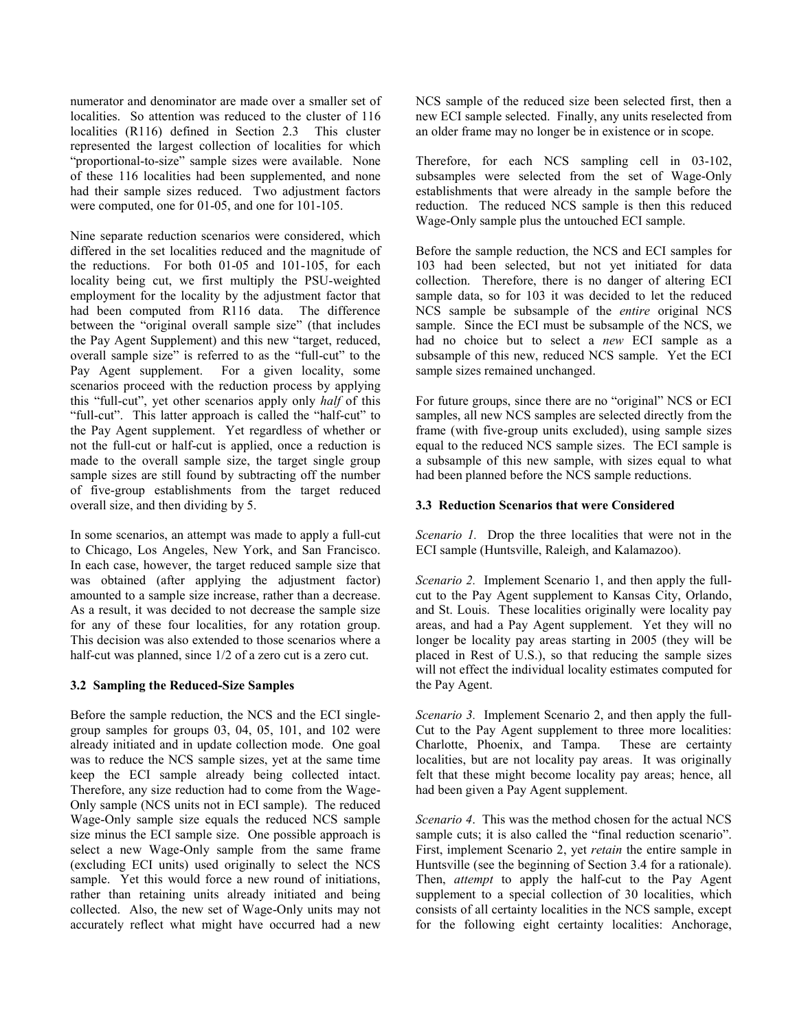numerator and denominator are made over a smaller set of localities. So attention was reduced to the cluster of 116 localities (R116) defined in Section 2.3 This cluster represented the largest collection of localities for which "proportional-to-size" sample sizes were available. None of these 116 localities had been supplemented, and none had their sample sizes reduced. Two adjustment factors were computed, one for 01-05, and one for 101-105.

Nine separate reduction scenarios were considered, which differed in the set localities reduced and the magnitude of the reductions. For both 01-05 and 101-105, for each locality being cut, we first multiply the PSU-weighted employment for the locality by the adjustment factor that had been computed from R116 data. The difference between the "original overall sample size" (that includes the Pay Agent Supplement) and this new "target, reduced, overall sample size" is referred to as the "full-cut" to the Pay Agent supplement. For a given locality, some scenarios proceed with the reduction process by applying this "full-cut", yet other scenarios apply only *half* of this "full-cut". This latter approach is called the "half-cut" to the Pay Agent supplement. Yet regardless of whether or not the full-cut or half-cut is applied, once a reduction is made to the overall sample size, the target single group sample sizes are still found by subtracting off the number of five-group establishments from the target reduced overall size, and then dividing by 5.

In some scenarios, an attempt was made to apply a full-cut to Chicago, Los Angeles, New York, and San Francisco. In each case, however, the target reduced sample size that was obtained (after applying the adjustment factor) amounted to a sample size increase, rather than a decrease. As a result, it was decided to not decrease the sample size for any of these four localities, for any rotation group. This decision was also extended to those scenarios where a half-cut was planned, since 1/2 of a zero cut is a zero cut.

### 3.2 Sampling the Reduced-Size Samples

Before the sample reduction, the NCS and the ECI single-group samples for groups 03, 04, 05, 101, and 102 were already initiated and in update collection mode. One goal was to reduce the NCS sample sizes, yet at the same time keep the ECI sample already being collected intact. Therefore, any size reduction had to come from the Wage-Only sample (NCS units not in ECI sample). The reduced Wage-Only sample size equals the reduced NCS sample size minus the ECI sample size. One possible approach is select a new Wage-Only sample from the same frame (excluding ECI units) used originally to select the NCS sample. Yet this would force a new round of initiations, rather than retaining units already initiated and being collected. Also, the new set of Wage-Only units may not accurately reflect what might have occurred had a new NCS sample of the reduced size been selected first, then a new ECI sample selected. Finally, any units reselected from an older frame may no longer be in existence or in scope.

Therefore, for each NCS sampling cell in 03-102, subsamples were selected from the set of Wage-Only establishments that were already in the sample before the reduction. The reduced NCS sample is then this reduced Wage-Only sample plus the untouched ECI sample.

Before the sample reduction, the NCS and ECI samples for 103 had been selected, but not yet initiated for data collection. Therefore, there is no danger of altering ECI sample data, so for 103 it was decided to let the reduced NCS sample be subsample of the *entire* original NCS sample. Since the ECI must be subsample of the NCS, we had no choice but to select a *new* ECI sample as a subsample of this new, reduced NCS sample. Yet the ECI sample sizes remained unchanged.

For future groups, since there are no "original" NCS or ECI samples, all new NCS samples are selected directly from the frame (with five-group units excluded), using sample sizes equal to the reduced NCS sample sizes. The ECI sample is a subsample of this new sample, with sizes equal to what had been planned before the NCS sample reductions.

### 3.3 Reduction Scenarios that were Considered

*Scenario 1.* Drop the three localities that were not in the ECI sample (Huntsville, Raleigh, and Kalamazoo).

*Scenario 2.* Implement Scenario 1, and then apply the full-cut to the Pay Agent supplement to Kansas City, Orlando, and St. Louis. These localities originally were locality pay areas, and had a Pay Agent supplement. Yet they will no longer be locality pay areas starting in 2005 (they will be placed in Rest of U.S.), so that reducing the sample sizes will not effect the individual locality estimates computed for the Pay Agent.

*Scenario 3.* Implement Scenario 2, and then apply the full-Cut to the Pay Agent supplement to three more localities: Charlotte, Phoenix, and Tampa. These are certainty localities, but are not locality pay areas. It was originally felt that these might become locality pay areas; hence, all had been given a Pay Agent supplement.

*Scenario 4*. This was the method chosen for the actual NCS sample cuts; it is also called the "final reduction scenario". First, implement Scenario 2, yet *retain* the entire sample in Huntsville (see the beginning of Section 3.4 for a rationale). Then, *attempt* to apply the half-cut to the Pay Agent supplement to a special collection of 30 localities, which consists of all certainty localities in the NCS sample, except for the following eight certainty localities: Anchorage,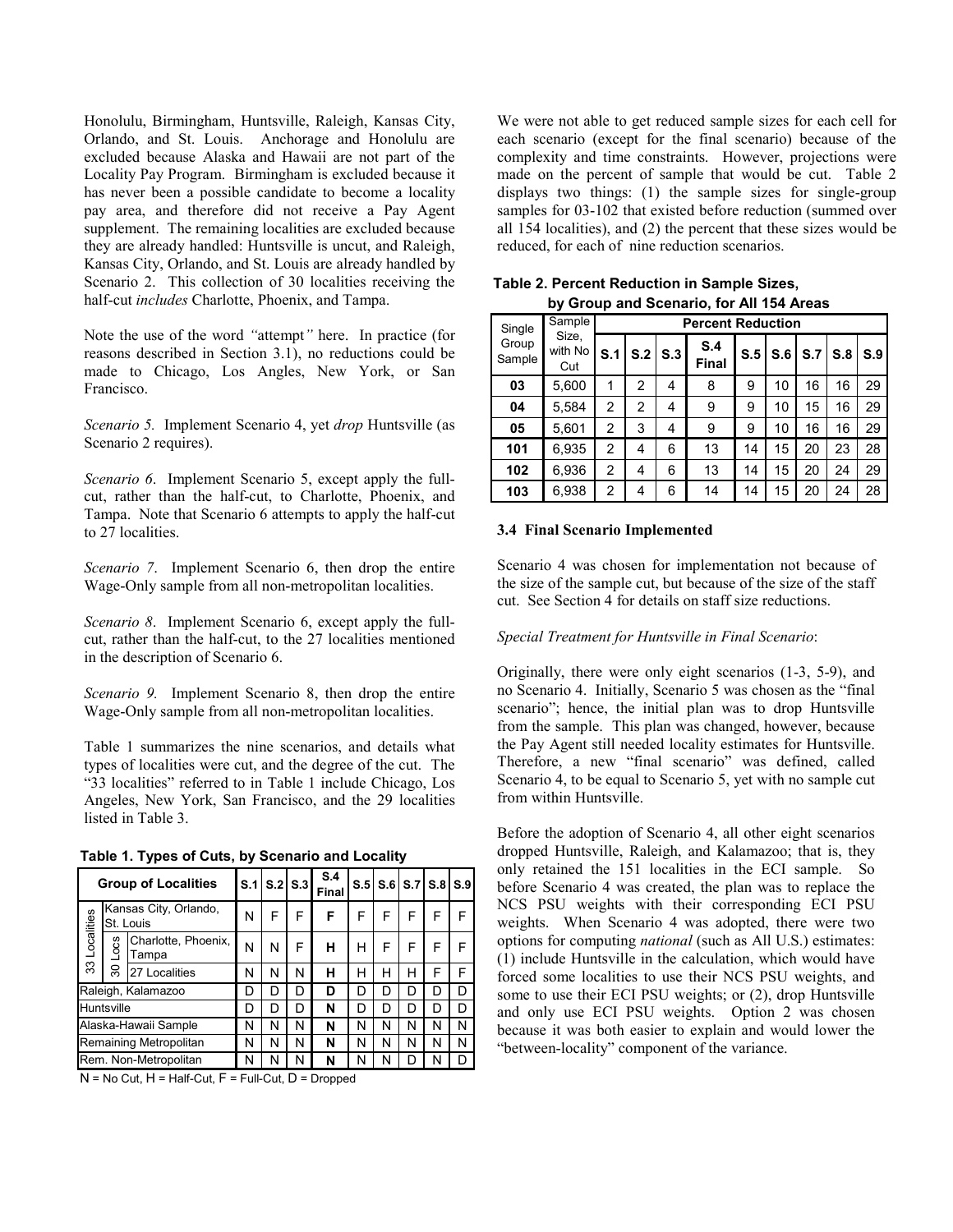Honolulu, Birmingham, Huntsville, Raleigh, Kansas City, Orlando, and St. Louis. Anchorage and Honolulu are excluded because Alaska and Hawaii are not part of the Locality Pay Program. Birmingham is excluded because it has never been a possible candidate to become a locality pay area, and therefore did not receive a Pay Agent supplement. The remaining localities are excluded because they are already handled: Huntsville is uncut, and Raleigh, Kansas City, Orlando, and St. Louis are already handled by Scenario 2. This collection of 30 localities receiving the half-cut *includes* Charlotte, Phoenix, and Tampa.

Note the use of the word *"attempt"* here. In practice (for reasons described in Section 3.1), no reductions could be made to Chicago, Los Angles, New York, or San Francisco.

*Scenario 5.* Implement Scenario 4, yet *drop* Huntsville (as Scenario 2 requires).

*Scenario 6*. Implement Scenario 5, except apply the full-cut, rather than the half-cut, to Charlotte, Phoenix, and Tampa. Note that Scenario 6 attempts to apply the half-cut to 27 localities.

*Scenario 7*. Implement Scenario 6, then drop the entire Wage-Only sample from all non-metropolitan localities.

*Scenario 8*. Implement Scenario 6, except apply the full-cut, rather than the half-cut, to the 27 localities mentioned in the description of Scenario 6.

*Scenario 9.* Implement Scenario 8, then drop the entire Wage-Only sample from all non-metropolitan localities.

Table 1 summarizes the nine scenarios, and details what types of localities were cut, and the degree of the cut. The "33 localities" referred to in Table 1 include Chicago, Los Angeles, New York, San Francisco, and the 29 localities listed in Table 3.

**Table 1. Types of Cuts, by Scenario and Locality**

| Group of Localities | | | S.1 | S.2 | S.3 | S.4 Final | S.5 | S.6 | S.7 | S.8 | S.9 |
|---|---|---|---|---|---|---|---|---|---|---|---|
| 33 Localities | Kansas City, Orlando, St. Louis | | N | F | F | **F** | F | F | F | F | F |
| | 30 Locs | Charlotte, Phoenix, Tampa | N | N | F | **H** | H | F | F | F | F |
| | | 27 Localities | N | N | N | **H** | H | H | H | F | F |
| Raleigh, Kalamazoo | | | D | D | D | **D** | D | D | D | D | D |
| Huntsville | | | D | D | D | **N** | D | D | D | D | D |
| Alaska-Hawaii Sample | | | N | N | N | **N** | N | N | N | N | N |
| Remaining Metropolitan | | | N | N | N | **N** | N | N | N | N | N |
| Rem. Non-Metropolitan | | | N | N | N | **N** | N | N | D | N | D |

N = No Cut, H = Half-Cut, F = Full-Cut, D = Dropped

We were not able to get reduced sample sizes for each cell for each scenario (except for the final scenario) because of the complexity and time constraints. However, projections were made on the percent of sample that would be cut. Table 2 displays two things: (1) the sample sizes for single-group samples for 03-102 that existed before reduction (summed over all 154 localities), and (2) the percent that these sizes would be reduced, for each of nine reduction scenarios.

**Table 2. Percent Reduction in Sample Sizes, by Group and Scenario, for All 154 Areas**

| Single Group Sample | Sample Size, with No Cut | Percent Reduction | | | | | | | | |
|---|---|---|---|---|---|---|---|---|---|---|
| | | S.1 | S.2 | S.3 | S.4 Final | S.5 | S.6 | S.7 | S.8 | S.9 |
| **03** | 5,600 | 1 | 2 | 4 | 8 | 9 | 10 | 16 | 16 | 29 |
| **04** | 5,584 | 2 | 2 | 4 | 9 | 9 | 10 | 15 | 16 | 29 |
| **05** | 5,601 | 2 | 3 | 4 | 9 | 9 | 10 | 16 | 16 | 29 |
| **101** | 6,935 | 2 | 4 | 6 | 13 | 14 | 15 | 20 | 23 | 28 |
| **102** | 6,936 | 2 | 4 | 6 | 13 | 14 | 15 | 20 | 24 | 29 |
| **103** | 6,938 | 2 | 4 | 6 | 14 | 14 | 15 | 20 | 24 | 28 |

### 3.4 Final Scenario Implemented

Scenario 4 was chosen for implementation not because of the size of the sample cut, but because of the size of the staff cut. See Section 4 for details on staff size reductions.

*Special Treatment for Huntsville in Final Scenario*:

Originally, there were only eight scenarios (1-3, 5-9), and no Scenario 4. Initially, Scenario 5 was chosen as the "final scenario"; hence, the initial plan was to drop Huntsville from the sample. This plan was changed, however, because the Pay Agent still needed locality estimates for Huntsville. Therefore, a new "final scenario" was defined, called Scenario 4, to be equal to Scenario 5, yet with no sample cut from within Huntsville.

Before the adoption of Scenario 4, all other eight scenarios dropped Huntsville, Raleigh, and Kalamazoo; that is, they only retained the 151 localities in the ECI sample. So before Scenario 4 was created, the plan was to replace the NCS PSU weights with their corresponding ECI PSU weights. When Scenario 4 was adopted, there were two options for computing *national* (such as All U.S.) estimates: (1) include Huntsville in the calculation, which would have forced some localities to use their NCS PSU weights, and some to use their ECI PSU weights; or (2), drop Huntsville and only use ECI PSU weights. Option 2 was chosen because it was both easier to explain and would lower the "between-locality" component of the variance.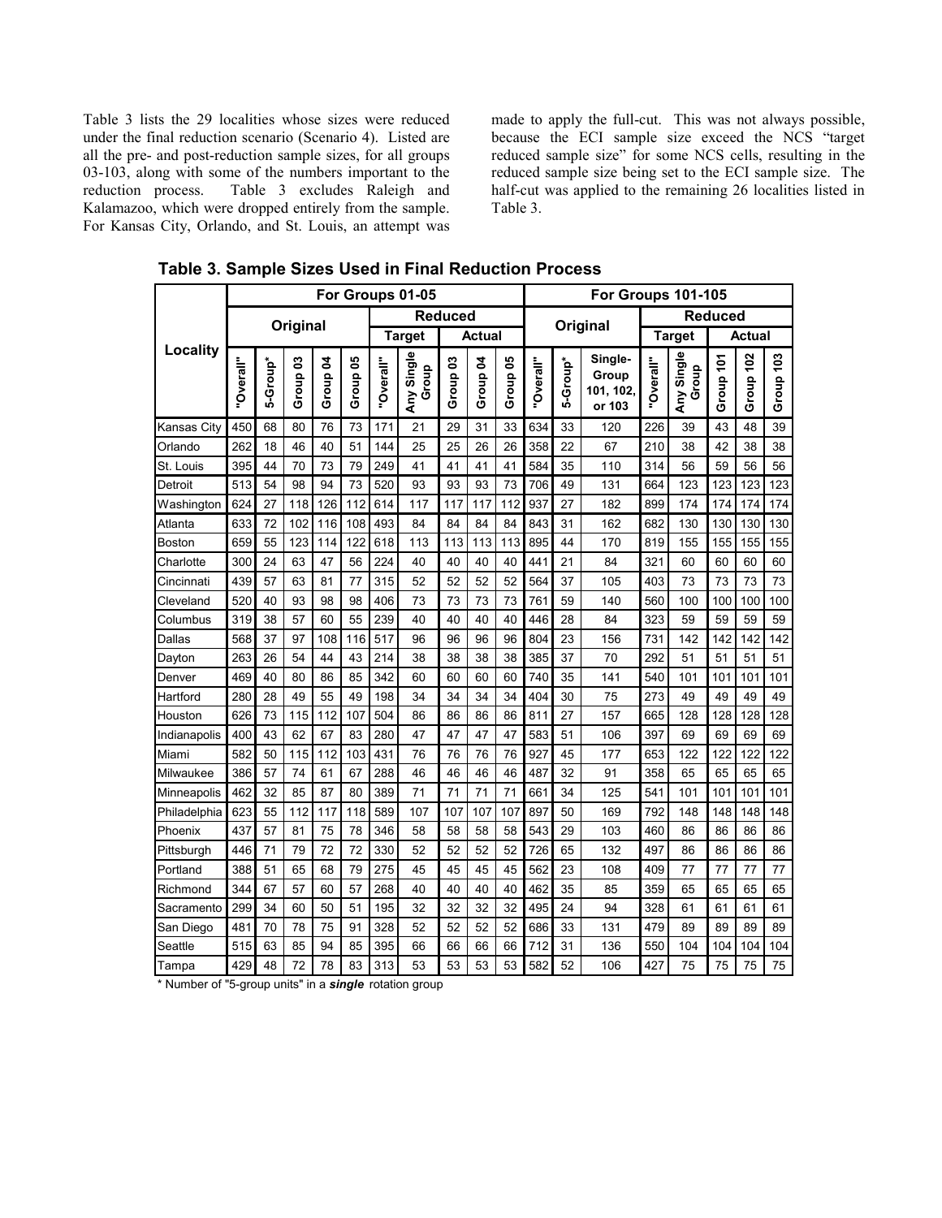Table 3 lists the 29 localities whose sizes were reduced under the final reduction scenario (Scenario 4). Listed are all the pre- and post-reduction sample sizes, for all groups 03-103, along with some of the numbers important to the reduction process. Table 3 excludes Raleigh and Kalamazoo, which were dropped entirely from the sample. For Kansas City, Orlando, and St. Louis, an attempt was made to apply the full-cut. This was not always possible, because the ECI sample size exceed the NCS "target reduced sample size" for some NCS cells, resulting in the reduced sample size being set to the ECI sample size. The half-cut was applied to the remaining 26 localities listed in Table 3.

**Table 3. Sample Sizes Used in Final Reduction Process**

| Locality | For Groups 01-05 | | | | | | | | | | For Groups 101-105 | | | | | | | |
|---|---|---|---|---|---|---|---|---|---|---|---|---|---|---|---|---|---|---|
| | Original | | | | | Reduced | | | | | Original | | | Reduced | | | | |
| | | | | | | Target | | Actual | | | | | | Target | | Actual | | |
| | "Overall" | 5-Group* | Group 03 | Group 04 | Group 05 | "Overall" | Any Single Group | Group 03 | Group 04 | Group 05 | "Overall" | 5-Group* | Single-Group 101, 102, or 103 | "Overall" | Any Single Group | Group 101 | Group 102 | Group 103 |
| Kansas City | 450 | 68 | 80 | 76 | 73 | 171 | 21 | 29 | 31 | 33 | 634 | 33 | 120 | 226 | 39 | 43 | 48 | 39 |
| Orlando | 262 | 18 | 46 | 40 | 51 | 144 | 25 | 25 | 26 | 26 | 358 | 22 | 67 | 210 | 38 | 42 | 38 | 38 |
| St. Louis | 395 | 44 | 70 | 73 | 79 | 249 | 41 | 41 | 41 | 41 | 584 | 35 | 110 | 314 | 56 | 59 | 56 | 56 |
| Detroit | 513 | 54 | 98 | 94 | 73 | 520 | 93 | 93 | 93 | 73 | 706 | 49 | 131 | 664 | 123 | 123 | 123 | 123 |
| Washington | 624 | 27 | 118 | 126 | 112 | 614 | 117 | 117 | 117 | 112 | 937 | 27 | 182 | 899 | 174 | 174 | 174 | 174 |
| Atlanta | 633 | 72 | 102 | 116 | 108 | 493 | 84 | 84 | 84 | 84 | 843 | 31 | 162 | 682 | 130 | 130 | 130 | 130 |
| Boston | 659 | 55 | 123 | 114 | 122 | 618 | 113 | 113 | 113 | 113 | 895 | 44 | 170 | 819 | 155 | 155 | 155 | 155 |
| Charlotte | 300 | 24 | 63 | 47 | 56 | 224 | 40 | 40 | 40 | 40 | 441 | 21 | 84 | 321 | 60 | 60 | 60 | 60 |
| Cincinnati | 439 | 57 | 63 | 81 | 77 | 315 | 52 | 52 | 52 | 52 | 564 | 37 | 105 | 403 | 73 | 73 | 73 | 73 |
| Cleveland | 520 | 40 | 93 | 98 | 98 | 406 | 73 | 73 | 73 | 73 | 761 | 59 | 140 | 560 | 100 | 100 | 100 | 100 |
| Columbus | 319 | 38 | 57 | 60 | 55 | 239 | 40 | 40 | 40 | 40 | 446 | 28 | 84 | 323 | 59 | 59 | 59 | 59 |
| Dallas | 568 | 37 | 97 | 108 | 116 | 517 | 96 | 96 | 96 | 96 | 804 | 23 | 156 | 731 | 142 | 142 | 142 | 142 |
| Dayton | 263 | 26 | 54 | 44 | 43 | 214 | 38 | 38 | 38 | 38 | 385 | 37 | 70 | 292 | 51 | 51 | 51 | 51 |
| Denver | 469 | 40 | 80 | 86 | 85 | 342 | 60 | 60 | 60 | 60 | 740 | 35 | 141 | 540 | 101 | 101 | 101 | 101 |
| Hartford | 280 | 28 | 49 | 55 | 49 | 198 | 34 | 34 | 34 | 34 | 404 | 30 | 75 | 273 | 49 | 49 | 49 | 49 |
| Houston | 626 | 73 | 115 | 112 | 107 | 504 | 86 | 86 | 86 | 86 | 811 | 27 | 157 | 665 | 128 | 128 | 128 | 128 |
| Indianapolis | 400 | 43 | 62 | 67 | 83 | 280 | 47 | 47 | 47 | 47 | 583 | 51 | 106 | 397 | 69 | 69 | 69 | 69 |
| Miami | 582 | 50 | 115 | 112 | 103 | 431 | 76 | 76 | 76 | 76 | 927 | 45 | 177 | 653 | 122 | 122 | 122 | 122 |
| Milwaukee | 386 | 57 | 74 | 61 | 67 | 288 | 46 | 46 | 46 | 46 | 487 | 32 | 91 | 358 | 65 | 65 | 65 | 65 |
| Minneapolis | 462 | 32 | 85 | 87 | 80 | 389 | 71 | 71 | 71 | 71 | 661 | 34 | 125 | 541 | 101 | 101 | 101 | 101 |
| Philadelphia | 623 | 55 | 112 | 117 | 118 | 589 | 107 | 107 | 107 | 107 | 897 | 50 | 169 | 792 | 148 | 148 | 148 | 148 |
| Phoenix | 437 | 57 | 81 | 75 | 78 | 346 | 58 | 58 | 58 | 58 | 543 | 29 | 103 | 460 | 86 | 86 | 86 | 86 |
| Pittsburgh | 446 | 71 | 79 | 72 | 72 | 330 | 52 | 52 | 52 | 52 | 726 | 65 | 132 | 497 | 86 | 86 | 86 | 86 |
| Portland | 388 | 51 | 65 | 68 | 79 | 275 | 45 | 45 | 45 | 45 | 562 | 23 | 108 | 409 | 77 | 77 | 77 | 77 |
| Richmond | 344 | 67 | 57 | 60 | 57 | 268 | 40 | 40 | 40 | 40 | 462 | 35 | 85 | 359 | 65 | 65 | 65 | 65 |
| Sacramento | 299 | 34 | 60 | 50 | 51 | 195 | 32 | 32 | 32 | 32 | 495 | 24 | 94 | 328 | 61 | 61 | 61 | 61 |
| San Diego | 481 | 70 | 78 | 75 | 91 | 328 | 52 | 52 | 52 | 52 | 686 | 33 | 131 | 479 | 89 | 89 | 89 | 89 |
| Seattle | 515 | 63 | 85 | 94 | 85 | 395 | 66 | 66 | 66 | 66 | 712 | 31 | 136 | 550 | 104 | 104 | 104 | 104 |
| Tampa | 429 | 48 | 72 | 78 | 83 | 313 | 53 | 53 | 53 | 53 | 582 | 52 | 106 | 427 | 75 | 75 | 75 | 75 |

\* Number of "5-group units" in a ***single*** rotation group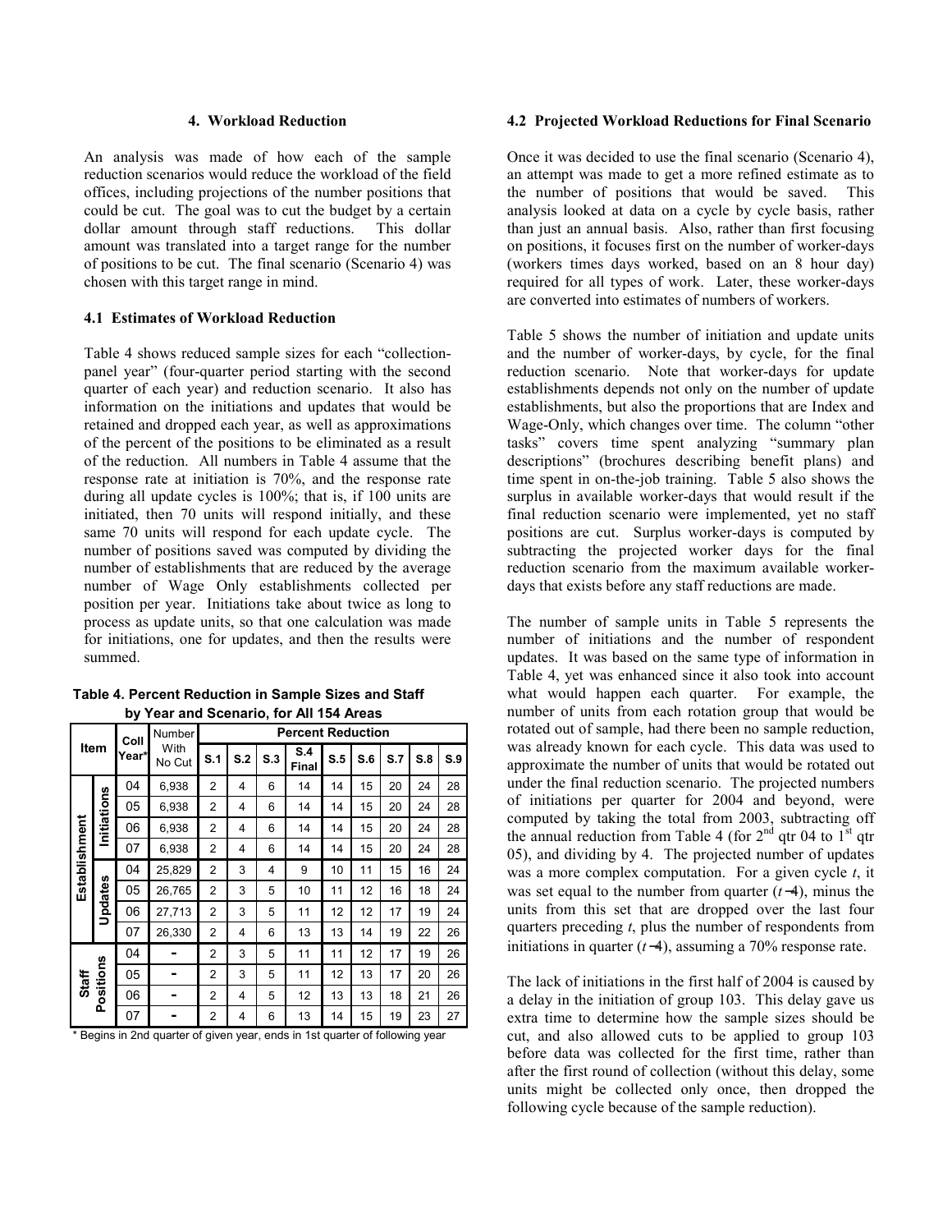## 4. Workload Reduction

An analysis was made of how each of the sample reduction scenarios would reduce the workload of the field offices, including projections of the number positions that could be cut. The goal was to cut the budget by a certain dollar amount through staff reductions. This dollar amount was translated into a target range for the number of positions to be cut. The final scenario (Scenario 4) was chosen with this target range in mind.

### 4.1 Estimates of Workload Reduction

Table 4 shows reduced sample sizes for each "collection-panel year" (four-quarter period starting with the second quarter of each year) and reduction scenario. It also has information on the initiations and updates that would be retained and dropped each year, as well as approximations of the percent of the positions to be eliminated as a result of the reduction. All numbers in Table 4 assume that the response rate at initiation is 70%, and the response rate during all update cycles is 100%; that is, if 100 units are initiated, then 70 units will respond initially, and these same 70 units will respond for each update cycle. The number of positions saved was computed by dividing the number of establishments that are reduced by the average number of Wage Only establishments collected per position per year. Initiations take about twice as long to process as update units, so that one calculation was made for initiations, one for updates, and then the results were summed.

**Table 4. Percent Reduction in Sample Sizes and Staff by Year and Scenario, for All 154 Areas**

| Item | | Coll Year* | Number With No Cut | Percent Reduction | | | | | | | | |
|---|---|---|---|---|---|---|---|---|---|---|---|---|
| | | | | S.1 | S.2 | S.3 | S.4 Final | S.5 | S.6 | S.7 | S.8 | S.9 |
| Establishment | Initiations | 04 | 6,938 | 2 | 4 | 6 | 14 | 14 | 15 | 20 | 24 | 28 |
| | | 05 | 6,938 | 2 | 4 | 6 | 14 | 14 | 15 | 20 | 24 | 28 |
| | | 06 | 6,938 | 2 | 4 | 6 | 14 | 14 | 15 | 20 | 24 | 28 |
| | | 07 | 6,938 | 2 | 4 | 6 | 14 | 14 | 15 | 20 | 24 | 28 |
| | Updates | 04 | 25,829 | 2 | 3 | 4 | 9 | 10 | 11 | 15 | 16 | 24 |
| | | 05 | 26,765 | 2 | 3 | 5 | 10 | 11 | 12 | 16 | 18 | 24 |
| | | 06 | 27,713 | 2 | 3 | 5 | 11 | 12 | 12 | 17 | 19 | 24 |
| | | 07 | 26,330 | 2 | 4 | 6 | 13 | 13 | 14 | 19 | 22 | 26 |
| Staff Positions | | 04 | - | 2 | 3 | 5 | 11 | 11 | 12 | 17 | 19 | 26 |
| | | 05 | - | 2 | 3 | 5 | 11 | 12 | 13 | 17 | 20 | 26 |
| | | 06 | - | 2 | 4 | 5 | 12 | 13 | 13 | 18 | 21 | 26 |
| | | 07 | - | 2 | 4 | 6 | 13 | 14 | 15 | 19 | 23 | 27 |

\* Begins in 2nd quarter of given year, ends in 1st quarter of following year

### 4.2 Projected Workload Reductions for Final Scenario

Once it was decided to use the final scenario (Scenario 4), an attempt was made to get a more refined estimate as to the number of positions that would be saved. This analysis looked at data on a cycle by cycle basis, rather than just an annual basis. Also, rather than first focusing on positions, it focuses first on the number of worker-days (workers times days worked, based on an 8 hour day) required for all types of work. Later, these worker-days are converted into estimates of numbers of workers.

Table 5 shows the number of initiation and update units and the number of worker-days, by cycle, for the final reduction scenario. Note that worker-days for update establishments depends not only on the number of update establishments, but also the proportions that are Index and Wage-Only, which changes over time. The column "other tasks" covers time spent analyzing "summary plan descriptions" (brochures describing benefit plans) and time spent in on-the-job training. Table 5 also shows the surplus in available worker-days that would result if the final reduction scenario were implemented, yet no staff positions are cut. Surplus worker-days is computed by subtracting the projected worker days for the final reduction scenario from the maximum available worker-days that exists before any staff reductions are made.

The number of sample units in Table 5 represents the number of initiations and the number of respondent updates. It was based on the same type of information in Table 4, yet was enhanced since it also took into account what would happen each quarter. For example, the number of units from each rotation group that would be rotated out of sample, had there been no sample reduction, was already known for each cycle. This data was used to approximate the number of units that would be rotated out under the final reduction scenario. The projected numbers of initiations per quarter for 2004 and beyond, were computed by taking the total from 2003, subtracting off the annual reduction from Table 4 (for 2nd qtr 04 to 1st qtr 05), and dividing by 4. The projected number of updates was a more complex computation. For a given cycle $t$, it was set equal to the number from quarter $(t-4)$, minus the units from this set that are dropped over the last four quarters preceding $t$, plus the number of respondents from initiations in quarter $(t-4)$, assuming a 70% response rate.

The lack of initiations in the first half of 2004 is caused by a delay in the initiation of group 103. This delay gave us extra time to determine how the sample sizes should be cut, and also allowed cuts to be applied to group 103 before data was collected for the first time, rather than after the first round of collection (without this delay, some units might be collected only once, then dropped the following cycle because of the sample reduction).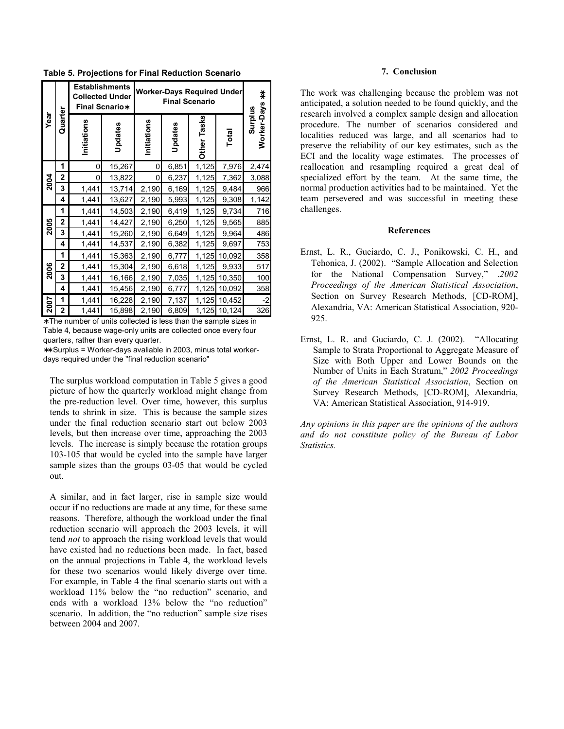**Table 5. Projections for Final Reduction Scenario**

| Year | Quarter | Establishments Collected Under Final Scnario∗ | | Worker-Days Required Under Final Scenario | | | | Surplus Worker-Days ∗∗ |
|---|---|---|---|---|---|---|---|---|
| | | Initiations | Updates | Initiations | Updates | Other Tasks | Total | |
| 2004 | 1 | 0 | 15,267 | 0 | 6,851 | 1,125 | 7,976 | 2,474 |
| | 2 | 0 | 13,822 | 0 | 6,237 | 1,125 | 7,362 | 3,088 |
| | 3 | 1,441 | 13,714 | 2,190 | 6,169 | 1,125 | 9,484 | 966 |
| | 4 | 1,441 | 13,627 | 2,190 | 5,993 | 1,125 | 9,308 | 1,142 |
| 2005 | 1 | 1,441 | 14,503 | 2,190 | 6,419 | 1,125 | 9,734 | 716 |
| | 2 | 1,441 | 14,427 | 2,190 | 6,250 | 1,125 | 9,565 | 885 |
| | 3 | 1,441 | 15,260 | 2,190 | 6,649 | 1,125 | 9,964 | 486 |
| | 4 | 1,441 | 14,537 | 2,190 | 6,382 | 1,125 | 9,697 | 753 |
| 2006 | 1 | 1,441 | 15,363 | 2,190 | 6,777 | 1,125 | 10,092 | 358 |
| | 2 | 1,441 | 15,304 | 2,190 | 6,618 | 1,125 | 9,933 | 517 |
| | 3 | 1,441 | 16,166 | 2,190 | 7,035 | 1,125 | 10,350 | 100 |
| | 4 | 1,441 | 15,456 | 2,190 | 6,777 | 1,125 | 10,092 | 358 |
| 2007 | 1 | 1,441 | 16,228 | 2,190 | 7,137 | 1,125 | 10,452 | -2 |
| | 2 | 1,441 | 15,898 | 2,190 | 6,809 | 1,125 | 10,124 | 326 |

∗The number of units collected is less than the sample sizes in Table 4, because wage-only units are collected once every four quarters, rather than every quarter.

∗∗Surplus = Worker-days avaliable in 2003, minus total worker-days required under the "final reduction scenario"

The surplus workload computation in Table 5 gives a good picture of how the quarterly workload might change from the pre-reduction level. Over time, however, this surplus tends to shrink in size. This is because the sample sizes under the final reduction scenario start out below 2003 levels, but then increase over time, approaching the 2003 levels. The increase is simply because the rotation groups 103-105 that would be cycled into the sample have larger sample sizes than the groups 03-05 that would be cycled out.

A similar, and in fact larger, rise in sample size would occur if no reductions are made at any time, for these same reasons. Therefore, although the workload under the final reduction scenario will approach the 2003 levels, it will tend *not* to approach the rising workload levels that would have existed had no reductions been made. In fact, based on the annual projections in Table 4, the workload levels for these two scenarios would likely diverge over time. For example, in Table 4 the final scenario starts out with a workload 11% below the "no reduction" scenario, and ends with a workload 13% below the "no reduction" scenario. In addition, the "no reduction" sample size rises between 2004 and 2007.

## 7. Conclusion

The work was challenging because the problem was not anticipated, a solution needed to be found quickly, and the research involved a complex sample design and allocation procedure. The number of scenarios considered and localities reduced was large, and all scenarios had to preserve the reliability of our key estimates, such as the ECI and the locality wage estimates. The processes of reallocation and resampling required a great deal of specialized effort by the team. At the same time, the normal production activities had to be maintained. Yet the team persevered and was successful in meeting these challenges.

## References

Ernst, L. R., Guciardo, C. J., Ponikowski, C. H., and Tehonica, J. (2002). "Sample Allocation and Selection for the National Compensation Survey," *.2002 Proceedings of the American Statistical Association*, Section on Survey Research Methods, [CD-ROM], Alexandria, VA: American Statistical Association, 920-925.

Ernst, L. R. and Guciardo, C. J. (2002). "Allocating Sample to Strata Proportional to Aggregate Measure of Size with Both Upper and Lower Bounds on the Number of Units in Each Stratum," *2002 Proceedings of the American Statistical Association*, Section on Survey Research Methods, [CD-ROM], Alexandria, VA: American Statistical Association, 914-919.

*Any opinions in this paper are the opinions of the authors and do not constitute policy of the Bureau of Labor Statistics.*